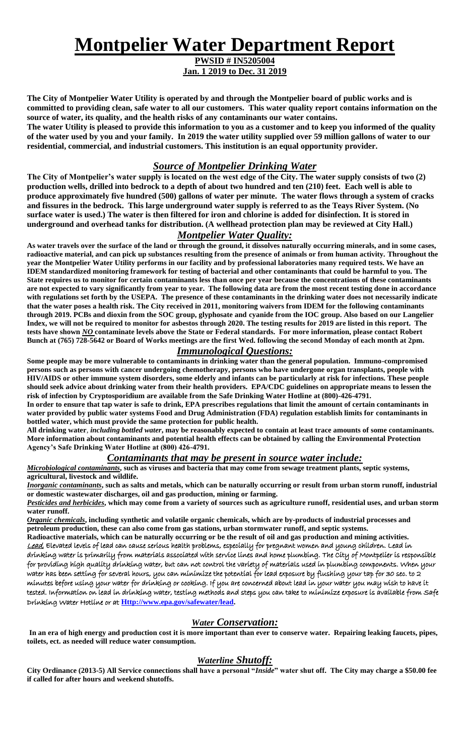# Montpelier Water Department Report

**PWSID # IN5205004**

**Jan. 1 2019 to Dec. 31 2019**

**The City of Montpelier Water Utility is operated by and through the Montpelier board of public works and is committed to providing clean, safe water to all our customers. This water quality report contains information on the source of water, its quality, and the health risks of any contaminants our water contains.**

**The water Utility is pleased to provide this information to you as a customer and to keep you informed of the quality of the water used by you and your family. In 2019 the water utility supplied over 59 million gallons of water to our residential, commercial, and industrial customers. This institution is an equal opportunity provider.**

## *Source of Montpelier Drinking Water*

**The City of Montpelier's water supply is located on the west edge of the City. The water supply consists of two (2) production wells, drilled into bedrock to a depth of about two hundred and ten (210) feet. Each well is able to produce approximately five hundred (500) gallons of water per minute. The water flows through a system of cracks and fissures in the bedrock. This large underground water supply is referred to as the Teays River System. (No surface water is used.) The water is then filtered for iron and chlorine is added for disinfection. It is stored in underground and overhead tanks for distribution. (A wellhead protection plan may be reviewed at City Hall.)**

## *Montpelier Water Quality:*

**As water travels over the surface of the land or through the ground, it dissolves naturally occurring minerals, and in some cases, radioactive material, and can pick up substances resulting from the presence of animals or from human activity. Throughout the year the Montpelier Water Utility performs in our facility and by professional laboratories many required tests. We have an IDEM standardized monitoring framework for testing of bacterial and other contaminants that could be harmful to you. The State requires us to monitor for certain contaminants less than once per year because the concentrations of these contaminants are not expected to vary significantly from year to year. The following data are from the most recent testing done in accordance with regulations set forth by the USEPA. The presence of these contaminants in the drinking water does not necessarily indicate that the water poses a health risk. The City received in 2011, monitoring waivers from IDEM for the following contaminants through 2019. PCBs and dioxin from the SOC group, glyphosate and cyanide from the IOC group. Also based on our Langelier Index, we will not be required to monitor for asbestos through 2020. The testing results for 2019 are listed in this report. The tests have shown *NO* contaminate levels above the State or Federal standards. For more information, please contact Robert Bunch at (765) 728-5642 or Board of Works meetings are the first Wed. following the second Monday of each month at 2pm.**

## *Immunological Questions:*

**Some people may be more vulnerable to contaminants in drinking water than the general population. Immuno-compromised persons such as persons with cancer undergoing chemotherapy, persons who have undergone organ transplants, people with HIV/AIDS or other immune system disorders, some elderly and infants can be particularly at risk for infections. These people should seek advice about drinking water from their health providers. EPA/CDC guidelines on appropriate means to lessen the risk of infection by Cryptosporidium are available from the Safe Drinking Water Hotline at (800)-426-4791.**

**In order to ensure that tap water is safe to drink, EPA prescribes regulations that limit the amount of certain contaminants in water provided by public water systems Food and Drug Administration (FDA) regulation establish limits for contaminants in bottled water, which must provide the same protection for public health.**

**All drinking water**, ***including bottled water*****, may be reasonably expected to contain at least trace amounts of some contaminants. More information about contaminants and potential health effects can be obtained by calling the Environmental Protection Agency's Safe Drinking Water Hotline at (800) 426-4791.**

## *Contaminants that may be present in source water include:*

***Microbiological contaminants*****, such as viruses and bacteria that may come from sewage treatment plants, septic systems, agricultural, livestock and wildlife.**

***Inorganic contaminants*****, such as salts and metals, which can be naturally occurring or result from urban storm runoff, industrial or domestic wastewater discharges, oil and gas production, mining or farming.**

***Pesticides and herbicides*****, which may come from a variety of sources such as agriculture runoff, residential uses, and urban storm water runoff.**

***Organic chemicals*****, including synthetic and volatile organic chemicals, which are by-products of industrial processes and petroleum production, these can also come from gas stations, urban stormwater runoff, and septic systems.**

**Radioactive materials, which can be naturally occurring or be the result of oil and gas production and mining activities.**

*Lead* Elevated levels of lead can cause serious health problems, especially for pregnant women and young children. Lead in drinking water is primarily from materials associated with service lines and home plumbing. The City of Montpelier is responsible for providing high quality drinking water, but can not control the variety of materials used in plumbing components. When your water has been setting for several hours, you can minimize the potential for lead exposure by flushing your tap for 30 sec. to 2 minutes before using your water for drinking or cooking. If you are concerned about lead in your water you may wish to have it tested. Information on lead in drinking water, testing methods and steps you can take to minimize exposure is available from Safe Drinking Water Hotline or at **Http://www.epa.gov/safewater/lead.**

## *Water Conservation:*

**In an era of high energy and production cost it is more important than ever to conserve water. Repairing leaking faucets, pipes, toilets, ect. as needed will reduce water consumption.**

## *Waterline Shutoff:*

**City Ordinance (2013-5) All Service connections shall have a personal "*Inside*" water shut off. The City may charge a $50.00 fee if called for after hours and weekend shutoffs.**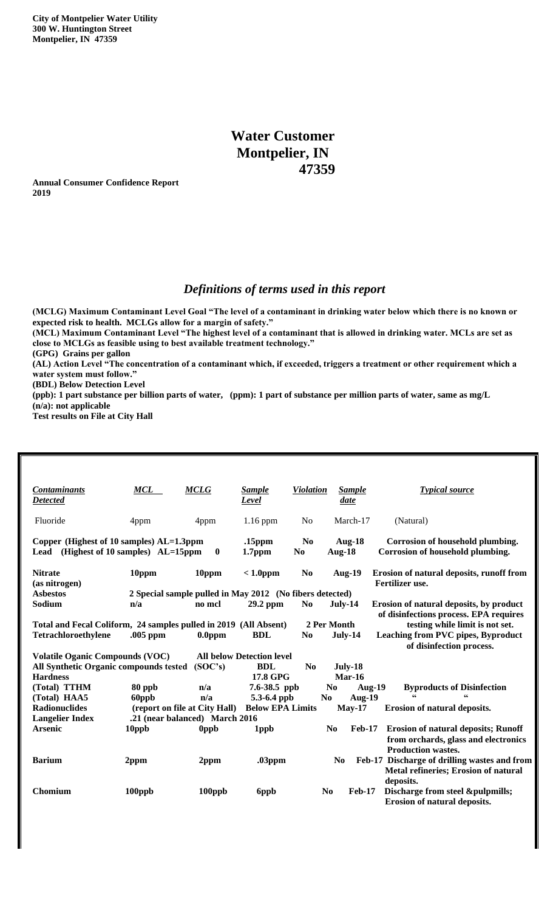**City of Montpelier Water Utility**
**300 W. Huntington Street**
**Montpelier, IN 47359**

# Water Customer
# Montpelier, IN
# 47359

**Annual Consumer Confidence Report**
**2019**

## *Definitions of terms used in this report*

**(MCLG) Maximum Contaminant Level Goal "The level of a contaminant in drinking water below which there is no known or expected risk to health. MCLGs allow for a margin of safety."**
**(MCL) Maximum Contaminant Level "The highest level of a contaminant that is allowed in drinking water. MCLs are set as close to MCLGs as feasible using to best available treatment technology."**
**(GPG) Grains per gallon**
**(AL) Action Level "The concentration of a contaminant which, if exceeded, triggers a treatment or other requirement which a water system must follow."**
**(BDL) Below Detection Level**
**(ppb): 1 part substance per billion parts of water, (ppm): 1 part of substance per million parts of water, same as mg/L**
**(n/a): not applicable**
**Test results on File at City Hall**

| ***Contaminants Detected*** | ***MCL*** | ***MCLG*** | ***Sample Level*** | ***Violation*** | ***Sample date*** | ***Typical source*** |
|---|---|---|---|---|---|---|
| Fluoride | 4ppm | 4ppm | 1.16 ppm | No | March-17 | (Natural) |
| **Copper (Highest of 10 samples) AL=1.3ppm** | | | **.15ppm** | **No** | **Aug-18** | **Corrosion of household plumbing.** |
| **Lead (Highest of 10 samples) AL=15ppm** | | **0** | **1.7ppm** | **No** | **Aug-18** | **Corrosion of household plumbing.** |
| **Nitrate (as nitrogen)** | **10ppm** | **10ppm** | **< 1.0ppm** | **No** | **Aug-19** | **Erosion of natural deposits, runoff from Fertilizer use.** |
| **Asbestos** | **2 Special sample pulled in May 2012 (No fibers detected)** | | | | | |
| **Sodium** | **n/a** | **no mcl** | **29.2 ppm** | **No** | **July-14** | **Erosion of natural deposits, by product of disinfections process. EPA requires testing while limit is not set.** |
| **Total and Fecal Coliform, 24 samples pulled in 2019 (All Absent)** | | | | | **2 Per Month** | |
| **Tetrachloroethylene** | **.005 ppm** | **0.0ppm** | **BDL** | **No** | **July-14** | **Leaching from PVC pipes, Byproduct of disinfection process.** |
| **Volatile Organic Compounds (VOC)** | | | **All below Detection level** | | | |
| **All Synthetic Organic compounds tested (SOC's)** | | | **BDL** | **No** | **July-18** | |
| **Hardness** | | | **17.8 GPG** | | **Mar-16** | |
| **(Total) TTHM** | **80 ppb** | **n/a** | **7.6-38.5 ppb** | **No** | **Aug-19** | **Byproducts of Disinfection** |
| **(Total) HAA5** | **60ppb** | **n/a** | **5.3-6.4 ppb** | **No** | **Aug-19** | **" "** |
| **Radionuclides** | **(report on file at City Hall)** | | **Below EPA Limits** | | **May-17** | **Erosion of natural deposits.** |
| **Langelier Index** | **.21 (near balanced) March 2016** | | | | | |
| **Arsenic** | **10ppb** | **0ppb** | **1ppb** | **No** | **Feb-17** | **Erosion of natural deposits; Runoff from orchards, glass and electronics Production wastes.** |
| **Barium** | **2ppm** | **2ppm** | **.03ppm** | **No** | **Feb-17** | **Discharge of drilling wastes and from Metal refineries; Erosion of natural deposits.** |
| **Chomium** | **100ppb** | **100ppb** | **6ppb** | **No** | **Feb-17** | **Discharge from steel &pulpmills; Erosion of natural deposits.** |